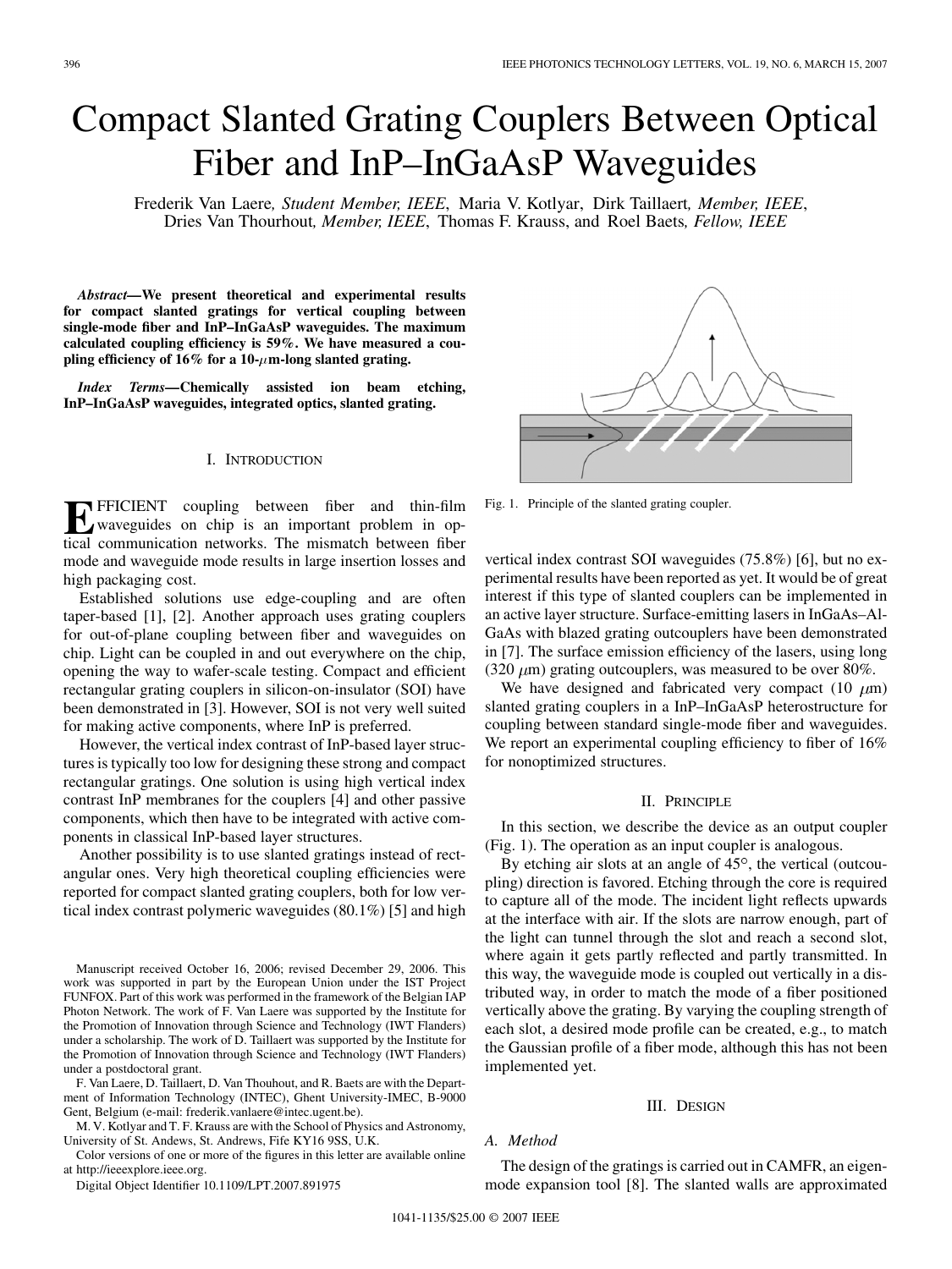# Compact Slanted Grating Couplers Between Optical Fiber and InP–InGaAsP Waveguides

Frederik Van Laere, *Student Member, IEEE*, Maria V. Kotlyar, Dirk Taillaert, *Member, IEEE*, Dries Van Thourhout, *Member, IEEE*, Thomas F. Krauss, and Roel Baets, *Fellow, IEEE*

***Abstract*—We present theoretical and experimental results for compact slanted gratings for vertical coupling between single-mode fiber and InP–InGaAsP waveguides. The maximum calculated coupling efficiency is 59%. We have measured a coupling efficiency of 16% for a 10-$\mu$m-long slanted grating.**

***Index Terms*—Chemically assisted ion beam etching, InP–InGaAsP waveguides, integrated optics, slanted grating.**

## I. Introduction

Efficient coupling between fiber and thin-film waveguides on chip is an important problem in optical communication networks. The mismatch between fiber mode and waveguide mode results in large insertion losses and high packaging cost.

Established solutions use edge-coupling and are often taper-based [1], [2]. Another approach uses grating couplers for out-of-plane coupling between fiber and waveguides on chip. Light can be coupled in and out everywhere on the chip, opening the way to wafer-scale testing. Compact and efficient rectangular grating couplers in silicon-on-insulator (SOI) have been demonstrated in [3]. However, SOI is not very well suited for making active components, where InP is preferred.

However, the vertical index contrast of InP-based layer structures is typically too low for designing these strong and compact rectangular gratings. One solution is using high vertical index contrast InP membranes for the couplers [4] and other passive components, which then have to be integrated with active components in classical InP-based layer structures.

Another possibility is to use slanted gratings instead of rectangular ones. Very high theoretical coupling efficiencies were reported for compact slanted grating couplers, both for low vertical index contrast polymeric waveguides (80.1%) [5] and high vertical index contrast SOI waveguides (75.8%) [6], but no experimental results have been reported as yet. It would be of great interest if this type of slanted couplers can be implemented in an active layer structure. Surface-emitting lasers in InGaAs–AlGaAs with blazed grating outcouplers have been demonstrated in [7]. The surface emission efficiency of the lasers, using long (320 $\mu$m) grating outcouplers, was measured to be over 80%.

We have designed and fabricated very compact (10 $\mu$m) slanted grating couplers in a InP–InGaAsP heterostructure for coupling between standard single-mode fiber and waveguides. We report an experimental coupling efficiency to fiber of 16% for nonoptimized structures.

Manuscript received October 16, 2006; revised December 29, 2006. This work was supported in part by the European Union under the IST Project FUNFOX. Part of this work was performed in the framework of the Belgian IAP Photon Network. The work of F. Van Laere was supported by the Institute for the Promotion of Innovation through Science and Technology (IWT Flanders) under a scholarship. The work of D. Taillaert was supported by the Institute for the Promotion of Innovation through Science and Technology (IWT Flanders) under a postdoctoral grant.

F. Van Laere, D. Taillaert, D. Van Thouhout, and R. Baets are with the Department of Information Technology (INTEC), Ghent University-IMEC, B-9000 Gent, Belgium (e-mail: frederik.vanlaere@intec.ugent.be).

M. V. Kotlyar and T. F. Krauss are with the School of Physics and Astronomy, University of St. Andews, St. Andrews, Fife KY16 9SS, U.K.

Color versions of one or more of the figures in this letter are available online at http://ieeexplore.ieee.org.

Digital Object Identifier 10.1109/LPT.2007.891975

Fig. 1. Principle of the slanted grating coupler.

## II. Principle

In this section, we describe the device as an output coupler (Fig. 1). The operation as an input coupler is analogous.

By etching air slots at an angle of 45°, the vertical (outcoupling) direction is favored. Etching through the core is required to capture all of the mode. The incident light reflects upwards at the interface with air. If the slots are narrow enough, part of the light can tunnel through the slot and reach a second slot, where again it gets partly reflected and partly transmitted. In this way, the waveguide mode is coupled out vertically in a distributed way, in order to match the mode of a fiber positioned vertically above the grating. By varying the coupling strength of each slot, a desired mode profile can be created, e.g., to match the Gaussian profile of a fiber mode, although this has not been implemented yet.

## III. Design

### A. Method

The design of the gratings is carried out in CAMFR, an eigenmode expansion tool [8]. The slanted walls are approximated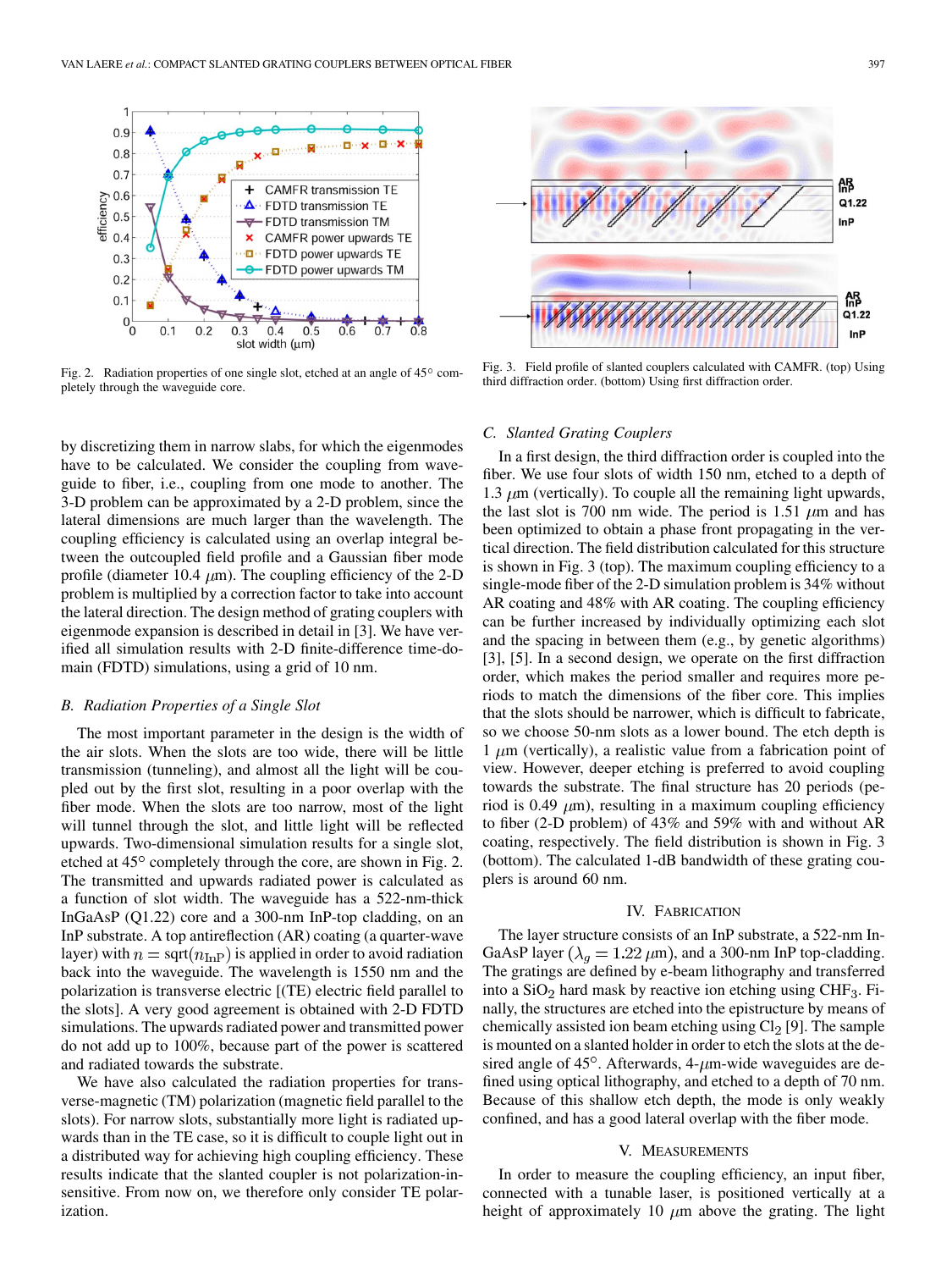1
0.9
0.8
0.7
0.6
0.5
0.4
0.3
0.2
0.1
0
efficiency
0
0.1
0.2
0.3
0.4
0.5
0.6
0.7
0.8
slot width (μm)
CAMFR transmission TE
FDTD transmission TE
FDTD transmission TM
CAMFR power upwards TE
FDTD power upwards TE
FDTD power upwards TM

Fig. 2. Radiation properties of one single slot, etched at an angle of 45° completely through the waveguide core.

AR
InP
Q1.22
InP

AR
InP
Q1.22
InP

Fig. 3. Field profile of slanted couplers calculated with CAMFR. (top) Using third diffraction order. (bottom) Using first diffraction order.

by discretizing them in narrow slabs, for which the eigenmodes have to be calculated. We consider the coupling from waveguide to fiber, i.e., coupling from one mode to another. The 3-D problem can be approximated by a 2-D problem, since the lateral dimensions are much larger than the wavelength. The coupling efficiency is calculated using an overlap integral between the outcoupled field profile and a Gaussian fiber mode profile (diameter 10.4 $\mu$m). The coupling efficiency of the 2-D problem is multiplied by a correction factor to take into account the lateral direction. The design method of grating couplers with eigenmode expansion is described in detail in [3]. We have verified all simulation results with 2-D finite-difference time-domain (FDTD) simulations, using a grid of 10 nm.

### B. Radiation Properties of a Single Slot

The most important parameter in the design is the width of the air slots. When the slots are too wide, there will be little transmission (tunneling), and almost all the light will be coupled out by the first slot, resulting in a poor overlap with the fiber mode. When the slots are too narrow, most of the light will tunnel through the slot, and little light will be reflected upwards. Two-dimensional simulation results for a single slot, etched at 45° completely through the core, are shown in Fig. 2. The transmitted and upwards radiated power is calculated as a function of slot width. The waveguide has a 522-nm-thick InGaAsP (Q1.22) core and a 300-nm InP-top cladding, on an InP substrate. A top antireflection (AR) coating (a quarter-wave layer) with $n = \text{sqrt}(n_{\text{InP}})$ is applied in order to avoid radiation back into the waveguide. The wavelength is 1550 nm and the polarization is transverse electric [(TE) electric field parallel to the slots]. A very good agreement is obtained with 2-D FDTD simulations. The upwards radiated power and transmitted power do not add up to 100%, because part of the power is scattered and radiated towards the substrate.

We have also calculated the radiation properties for transverse-magnetic (TM) polarization (magnetic field parallel to the slots). For narrow slots, substantially more light is radiated upwards than in the TE case, so it is difficult to couple light out in a distributed way for achieving high coupling efficiency. These results indicate that the slanted coupler is not polarization-insensitive. From now on, we therefore only consider TE polarization.

### C. Slanted Grating Couplers

In a first design, the third diffraction order is coupled into the fiber. We use four slots of width 150 nm, etched to a depth of 1.3 $\mu$m (vertically). To couple all the remaining light upwards, the last slot is 700 nm wide. The period is 1.51 $\mu$m and has been optimized to obtain a phase front propagating in the vertical direction. The field distribution calculated for this structure is shown in Fig. 3 (top). The maximum coupling efficiency to a single-mode fiber of the 2-D simulation problem is 34% without AR coating and 48% with AR coating. The coupling efficiency can be further increased by individually optimizing each slot and the spacing in between them (e.g., by genetic algorithms) [3], [5]. In a second design, we operate on the first diffraction order, which makes the period smaller and requires more periods to match the dimensions of the fiber core. This implies that the slots should be narrower, which is difficult to fabricate, so we choose 50-nm slots as a lower bound. The etch depth is 1 $\mu$m (vertically), a realistic value from a fabrication point of view. However, deeper etching is preferred to avoid coupling towards the substrate. The final structure has 20 periods (period is 0.49 $\mu$m), resulting in a maximum coupling efficiency to fiber (2-D problem) of 43% and 59% with and without AR coating, respectively. The field distribution is shown in Fig. 3 (bottom). The calculated 1-dB bandwidth of these grating couplers is around 60 nm.

## IV. Fabrication

The layer structure consists of an InP substrate, a 522-nm InGaAsP layer ($\lambda_g = 1.22$ $\mu$m), and a 300-nm InP top-cladding. The gratings are defined by e-beam lithography and transferred into a $SiO_2$ hard mask by reactive ion etching using $CHF_3$. Finally, the structures are etched into the epistructure by means of chemically assisted ion beam etching using $Cl_2$ [9]. The sample is mounted on a slanted holder in order to etch the slots at the desired angle of 45°. Afterwards, 4-$\mu$m-wide waveguides are defined using optical lithography, and etched to a depth of 70 nm. Because of this shallow etch depth, the mode is only weakly confined, and has a good lateral overlap with the fiber mode.

## V. Measurements

In order to measure the coupling efficiency, an input fiber, connected with a tunable laser, is positioned vertically at a height of approximately 10 $\mu$m above the grating. The light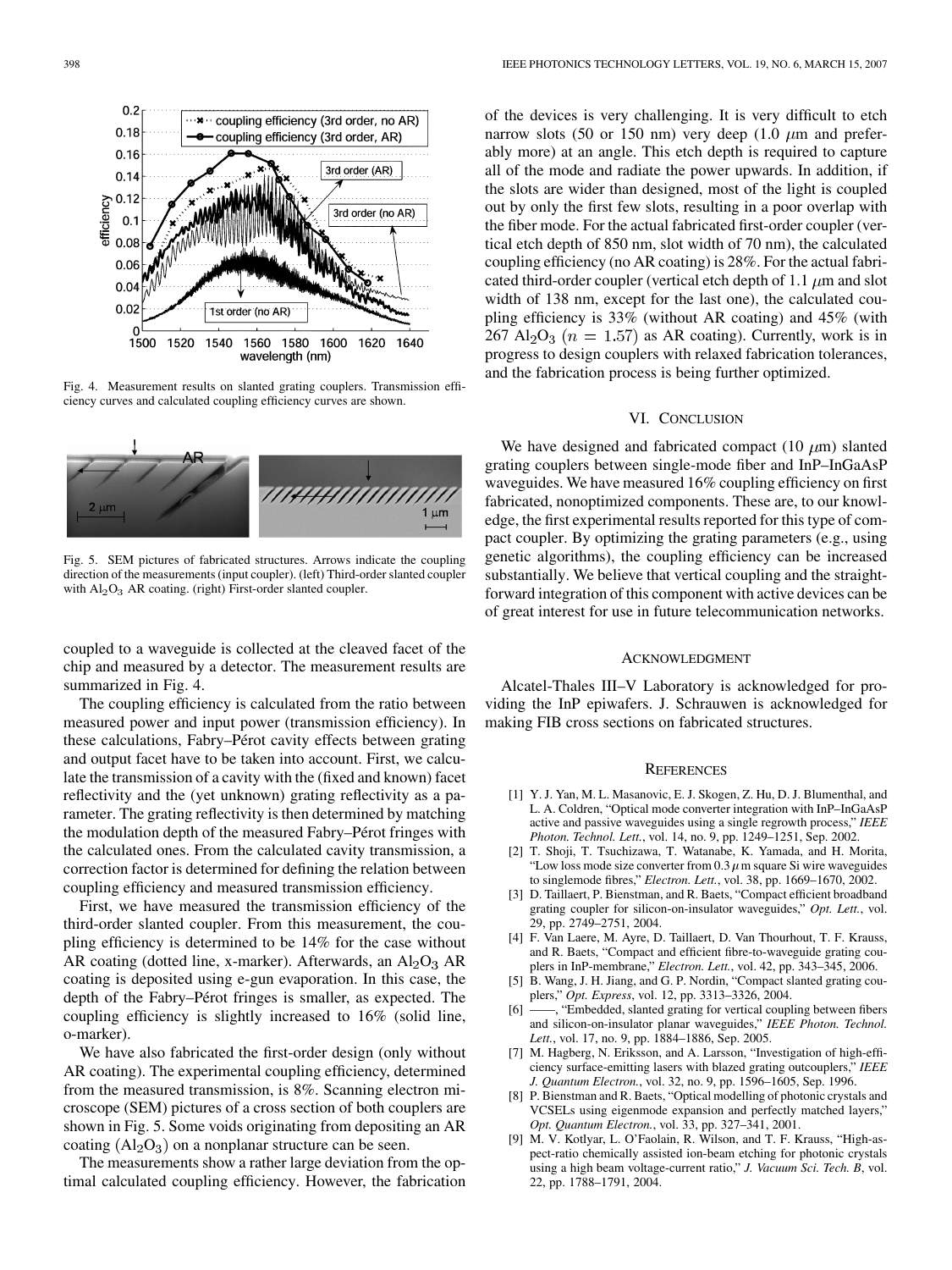0.2
coupling efficiency (3rd order, no AR)
coupling efficiency (3rd order, AR)
0.18
0.16
3rd order (AR)
0.14
efficiency
0.12
3rd order (no AR)
0.1
0.08
0.06
0.04
0.02
1st order (no AR)
0
1500 1520 1540 1560 1580 1600 1620 1640
wavelength (nm)

Fig. 4. Measurement results on slanted grating couplers. Transmission efficiency curves and calculated coupling efficiency curves are shown.

AR
2 μm
1 μm

Fig. 5. SEM pictures of fabricated structures. Arrows indicate the coupling direction of the measurements (input coupler). (left) Third-order slanted coupler with $Al_2O_3$ AR coating. (right) First-order slanted coupler.

coupled to a waveguide is collected at the cleaved facet of the chip and measured by a detector. The measurement results are summarized in Fig. 4.

The coupling efficiency is calculated from the ratio between measured power and input power (transmission efficiency). In these calculations, Fabry–Pérot cavity effects between grating and output facet have to be taken into account. First, we calculate the transmission of a cavity with the (fixed and known) facet reflectivity and the (yet unknown) grating reflectivity as a parameter. The grating reflectivity is then determined by matching the modulation depth of the measured Fabry–Pérot fringes with the calculated ones. From the calculated cavity transmission, a correction factor is determined for defining the relation between coupling efficiency and measured transmission efficiency.

First, we have measured the transmission efficiency of the third-order slanted coupler. From this measurement, the coupling efficiency is determined to be 14% for the case without AR coating (dotted line, x-marker). Afterwards, an $Al_2O_3$ AR coating is deposited using e-gun evaporation. In this case, the depth of the Fabry–Pérot fringes is smaller, as expected. The coupling efficiency is slightly increased to 16% (solid line, o-marker).

We have also fabricated the first-order design (only without AR coating). The experimental coupling efficiency, determined from the measured transmission, is 8%. Scanning electron microscope (SEM) pictures of a cross section of both couplers are shown in Fig. 5. Some voids originating from depositing an AR coating ($Al_2O_3$) on a nonplanar structure can be seen.

The measurements show a rather large deviation from the optimal calculated coupling efficiency. However, the fabrication of the devices is very challenging. It is very difficult to etch narrow slots (50 or 150 nm) very deep (1.0 $\mu$m and preferably more) at an angle. This etch depth is required to capture all of the mode and radiate the power upwards. In addition, if the slots are wider than designed, most of the light is coupled out by only the first few slots, resulting in a poor overlap with the fiber mode. For the actual fabricated first-order coupler (vertical etch depth of 850 nm, slot width of 70 nm), the calculated coupling efficiency (no AR coating) is 28%. For the actual fabricated third-order coupler (vertical etch depth of 1.1 $\mu$m and slot width of 138 nm, except for the last one), the calculated coupling efficiency is 33% (without AR coating) and 45% (with 267 $Al_2O_3$ $(n = 1.57)$ as AR coating). Currently, work is in progress to design couplers with relaxed fabrication tolerances, and the fabrication process is being further optimized.

## VI. Conclusion

We have designed and fabricated compact (10 $\mu$m) slanted grating couplers between single-mode fiber and InP–InGaAsP waveguides. We have measured 16% coupling efficiency on first fabricated, nonoptimized components. These are, to our knowledge, the first experimental results reported for this type of compact coupler. By optimizing the grating parameters (e.g., using genetic algorithms), the coupling efficiency can be increased substantially. We believe that vertical coupling and the straightforward integration of this component with active devices can be of great interest for use in future telecommunication networks.

## Acknowledgment

Alcatel-Thales III–V Laboratory is acknowledged for providing the InP epiwafers. J. Schrauwen is acknowledged for making FIB cross sections on fabricated structures.

## References

[1] Y. J. Yan, M. L. Masanovic, E. J. Skogen, Z. Hu, D. J. Blumenthal, and L. A. Coldren, "Optical mode converter integration with InP–InGaAsP active and passive waveguides using a single regrowth process," *IEEE Photon. Technol. Lett.*, vol. 14, no. 9, pp. 1249–1251, Sep. 2002.

[2] T. Shoji, T. Tsuchizawa, T. Watanabe, K. Yamada, and H. Morita, "Low loss mode size converter from 0.3 $\mu$m square Si wire waveguides to singlemode fibres," *Electron. Lett.*, vol. 38, pp. 1669–1670, 2002.

[3] D. Taillaert, P. Bienstman, and R. Baets, "Compact efficient broadband grating coupler for silicon-on-insulator waveguides," *Opt. Lett.*, vol. 29, pp. 2749–2751, 2004.

[4] F. Van Laere, M. Ayre, D. Taillaert, D. Van Thourhout, T. F. Krauss, and R. Baets, "Compact and efficient fibre-to-waveguide grating couplers in InP-membrane," *Electron. Lett.*, vol. 42, pp. 343–345, 2006.

[5] B. Wang, J. H. Jiang, and G. P. Nordin, "Compact slanted grating couplers," *Opt. Express*, vol. 12, pp. 3313–3326, 2004.

[6] ——, "Embedded, slanted grating for vertical coupling between fibers and silicon-on-insulator planar waveguides," *IEEE Photon. Technol. Lett.*, vol. 17, no. 9, pp. 1884–1886, Sep. 2005.

[7] M. Hagberg, N. Eriksson, and A. Larsson, "Investigation of high-efficiency surface-emitting lasers with blazed grating outcouplers," *IEEE J. Quantum Electron.*, vol. 32, no. 9, pp. 1596–1605, Sep. 1996.

[8] P. Bienstman and R. Baets, "Optical modelling of photonic crystals and VCSELs using eigenmode expansion and perfectly matched layers," *Opt. Quantum Electron.*, vol. 33, pp. 327–341, 2001.

[9] M. V. Kotlyar, L. O'Faolain, R. Wilson, and T. F. Krauss, "High-aspect-ratio chemically assisted ion-beam etching for photonic crystals using a high beam voltage-current ratio," *J. Vacuum Sci. Tech. B*, vol. 22, pp. 1788–1791, 2004.